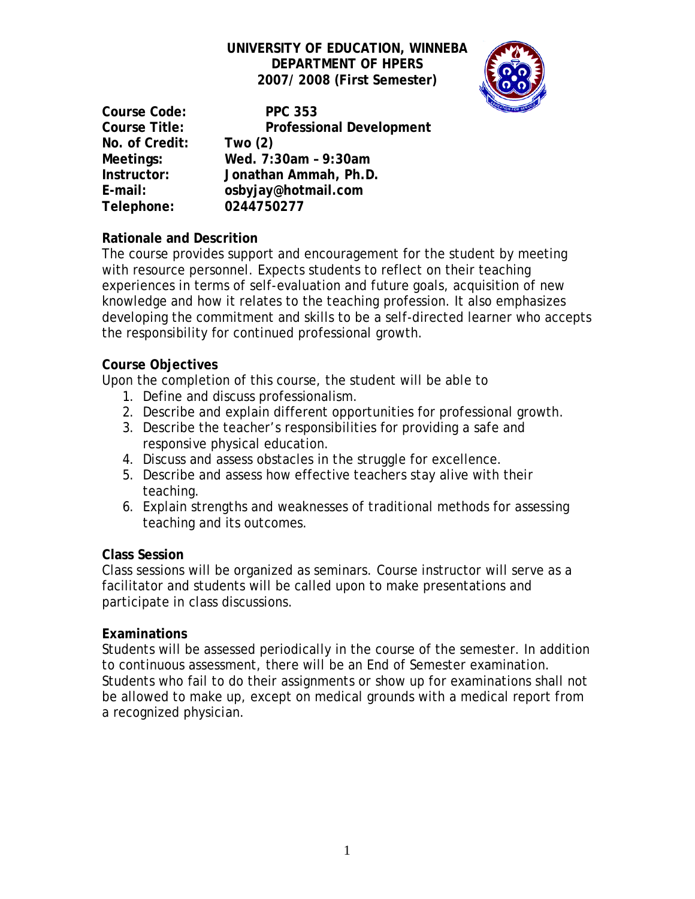**UNIVERSITY OF EDUCATION, WINNEBA**
**DEPARTMENT OF HPERS**
**2007/ 2008 (First Semester)**

**Course Code:** PPC 353
**Course Title:** Professional Development
**No. of Credit:** Two (2)
**Meetings:** Wed. 7:30am – 9:30am
**Instructor:** Jonathan Ammah, Ph.D.
**E-mail:** osbyjay@hotmail.com
**Telephone:** 0244750277

**Rationale and Descrition**

The course provides support and encouragement for the student by meeting with resource personnel. Expects students to reflect on their teaching experiences in terms of self-evaluation and future goals, acquisition of new knowledge and how it relates to the teaching profession. It also emphasizes developing the commitment and skills to be a self-directed learner who accepts the responsibility for continued professional growth.

**Course Objectives**

Upon the completion of this course, the student will be able to

1. Define and discuss professionalism.
2. Describe and explain different opportunities for professional growth.
3. Describe the teacher's responsibilities for providing a safe and responsive physical education.
4. Discuss and assess obstacles in the struggle for excellence.
5. Describe and assess how effective teachers stay alive with their teaching.
6. Explain strengths and weaknesses of traditional methods for assessing teaching and its outcomes.

**Class Session**

Class sessions will be organized as seminars. Course instructor will serve as a facilitator and students will be called upon to make presentations and participate in class discussions.

**Examinations**

Students will be assessed periodically in the course of the semester. In addition to continuous assessment, there will be an End of Semester examination. Students who fail to do their assignments or show up for examinations shall not be allowed to make up, except on medical grounds with a medical report from a recognized physician.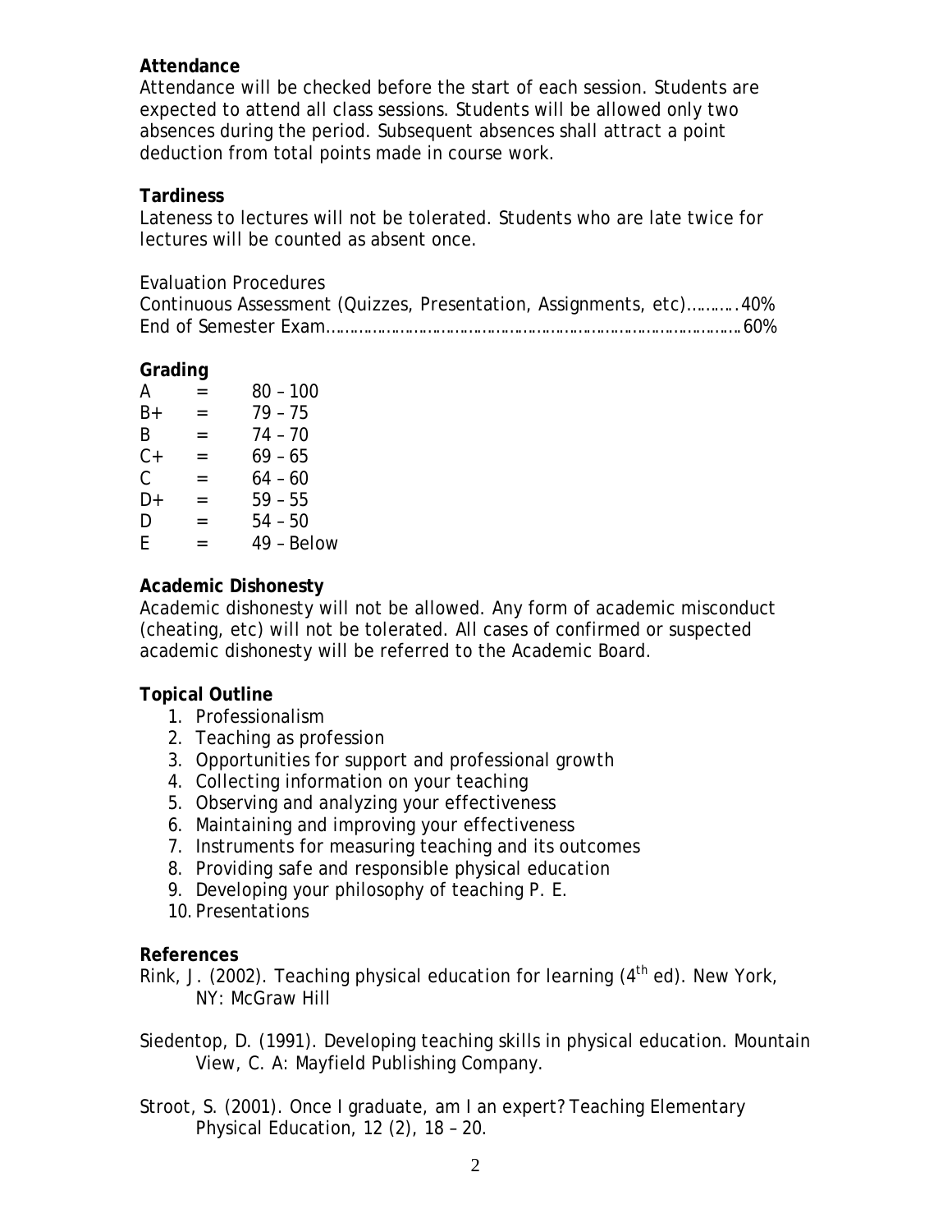**Attendance**
Attendance will be checked before the start of each session. Students are expected to attend all class sessions. Students will be allowed only two absences during the period. Subsequent absences shall attract a point deduction from total points made in course work.

**Tardiness**
Lateness to lectures will not be tolerated. Students who are late twice for lectures will be counted as absent once.

Evaluation Procedures
Continuous Assessment (Quizzes, Presentation, Assignments, etc)……….40%
End of Semester Exam……………………………………………………………………60%

**Grading**

| | | |
|---|---|---|
| A | = | 80 – 100 |
| B+ | = | 79 – 75 |
| B | = | 74 – 70 |
| C+ | = | 69 – 65 |
| C | = | 64 – 60 |
| D+ | = | 59 – 55 |
| D | = | 54 – 50 |
| E | = | 49 – Below |

**Academic Dishonesty**
Academic dishonesty will not be allowed. Any form of academic misconduct (cheating, etc) will not be tolerated. All cases of confirmed or suspected academic dishonesty will be referred to the Academic Board.

**Topical Outline**
1. Professionalism
2. Teaching as profession
3. Opportunities for support and professional growth
4. Collecting information on your teaching
5. Observing and analyzing your effectiveness
6. Maintaining and improving your effectiveness
7. Instruments for measuring teaching and its outcomes
8. Providing safe and responsible physical education
9. Developing your philosophy of teaching P. E.
10. Presentations

**References**
Rink, J. (2002). Teaching physical education for learning (4th ed). New York, NY: McGraw Hill

Siedentop, D. (1991). Developing teaching skills in physical education. Mountain View, C. A: Mayfield Publishing Company.

Stroot, S. (2001). Once I graduate, am I an expert? Teaching Elementary Physical Education, 12 (2), 18 – 20.